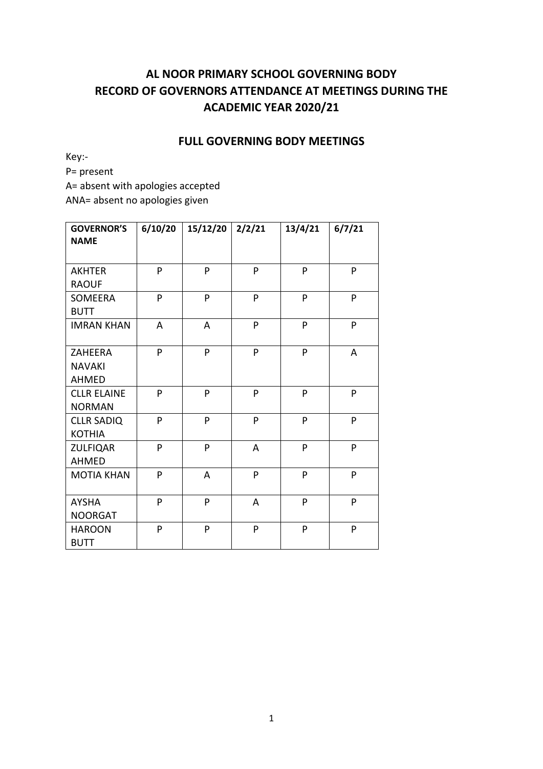# AL NOOR PRIMARY SCHOOL GOVERNING BODY
# RECORD OF GOVERNORS ATTENDANCE AT MEETINGS DURING THE ACADEMIC YEAR 2020/21

## FULL GOVERNING BODY MEETINGS

Key:-

P= present

A= absent with apologies accepted

ANA= absent no apologies given

| GOVERNOR'S NAME | 6/10/20 | 15/12/20 | 2/2/21 | 13/4/21 | 6/7/21 |
|---|---|---|---|---|---|
| AKHTER RAOUF | P | P | P | P | P |
| SOMEERA BUTT | P | P | P | P | P |
| IMRAN KHAN | A | A | P | P | P |
| ZAHEERA NAVAKI AHMED | P | P | P | P | A |
| CLLR ELAINE NORMAN | P | P | P | P | P |
| CLLR SADIQ KOTHIA | P | P | P | P | P |
| ZULFIQAR AHMED | P | P | A | P | P |
| MOTIA KHAN | P | A | P | P | P |
| AYSHA NOORGAT | P | P | A | P | P |
| HAROON BUTT | P | P | P | P | P |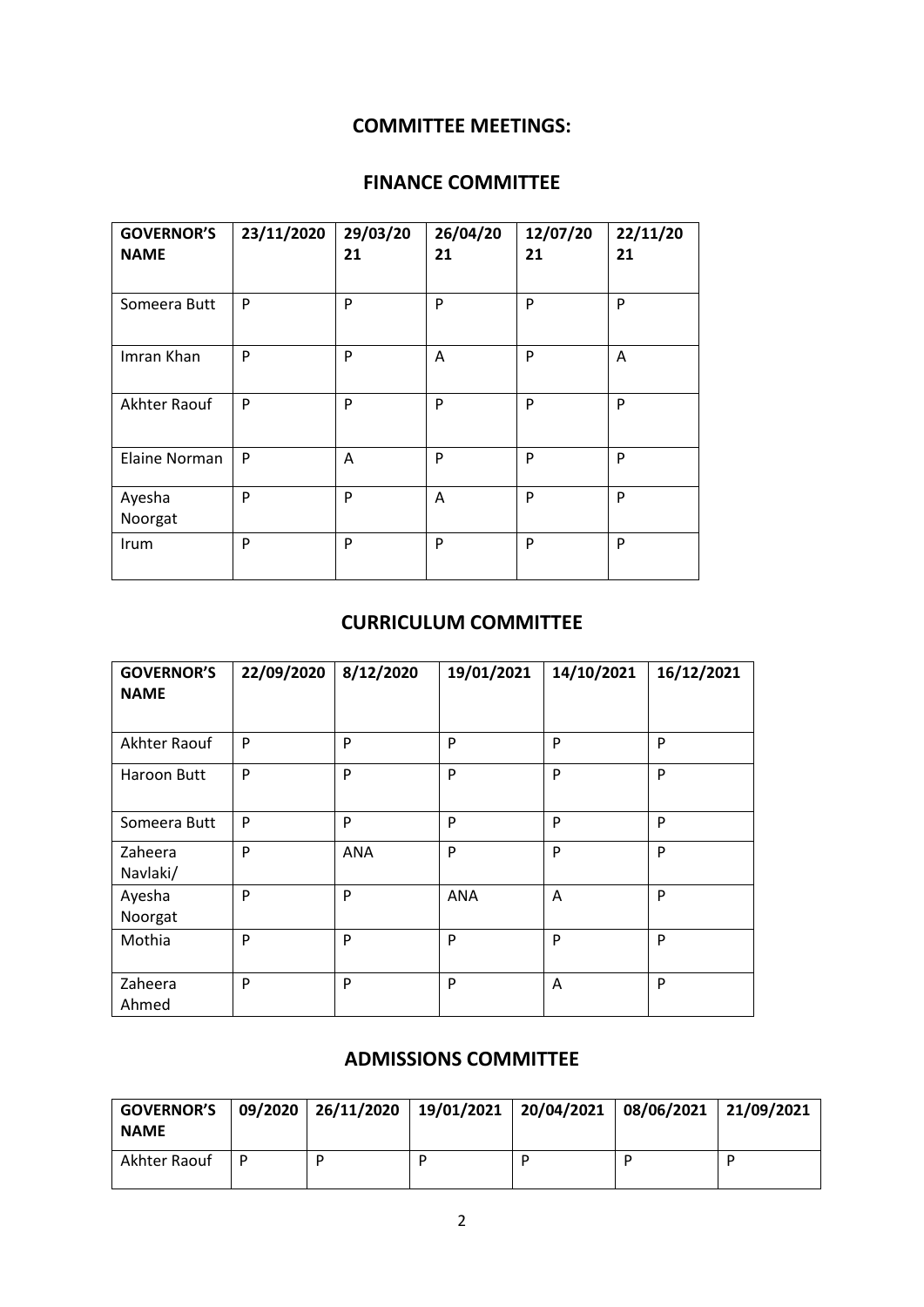## COMMITTEE MEETINGS:

## FINANCE COMMITTEE

| GOVERNOR'S NAME | 23/11/2020 | 29/03/2021 | 26/04/2021 | 12/07/2021 | 22/11/2021 |
|---|---|---|---|---|---|
| Someera Butt | P | P | P | P | P |
| Imran Khan | P | P | A | P | A |
| Akhter Raouf | P | P | P | P | P |
| Elaine Norman | P | A | P | P | P |
| Ayesha Noorgat | P | P | A | P | P |
| Irum | P | P | P | P | P |

## CURRICULUM COMMITTEE

| GOVERNOR'S NAME | 22/09/2020 | 8/12/2020 | 19/01/2021 | 14/10/2021 | 16/12/2021 |
|---|---|---|---|---|---|
| Akhter Raouf | P | P | P | P | P |
| Haroon Butt | P | P | P | P | P |
| Someera Butt | P | P | P | P | P |
| Zaheera Navlaki/ | P | ANA | P | P | P |
| Ayesha Noorgat | P | P | ANA | A | P |
| Mothia | P | P | P | P | P |
| Zaheera Ahmed | P | P | P | A | P |

## ADMISSIONS COMMITTEE

| GOVERNOR'S NAME | 09/2020 | 26/11/2020 | 19/01/2021 | 20/04/2021 | 08/06/2021 | 21/09/2021 |
|---|---|---|---|---|---|---|
| Akhter Raouf | P | P | P | P | P | P |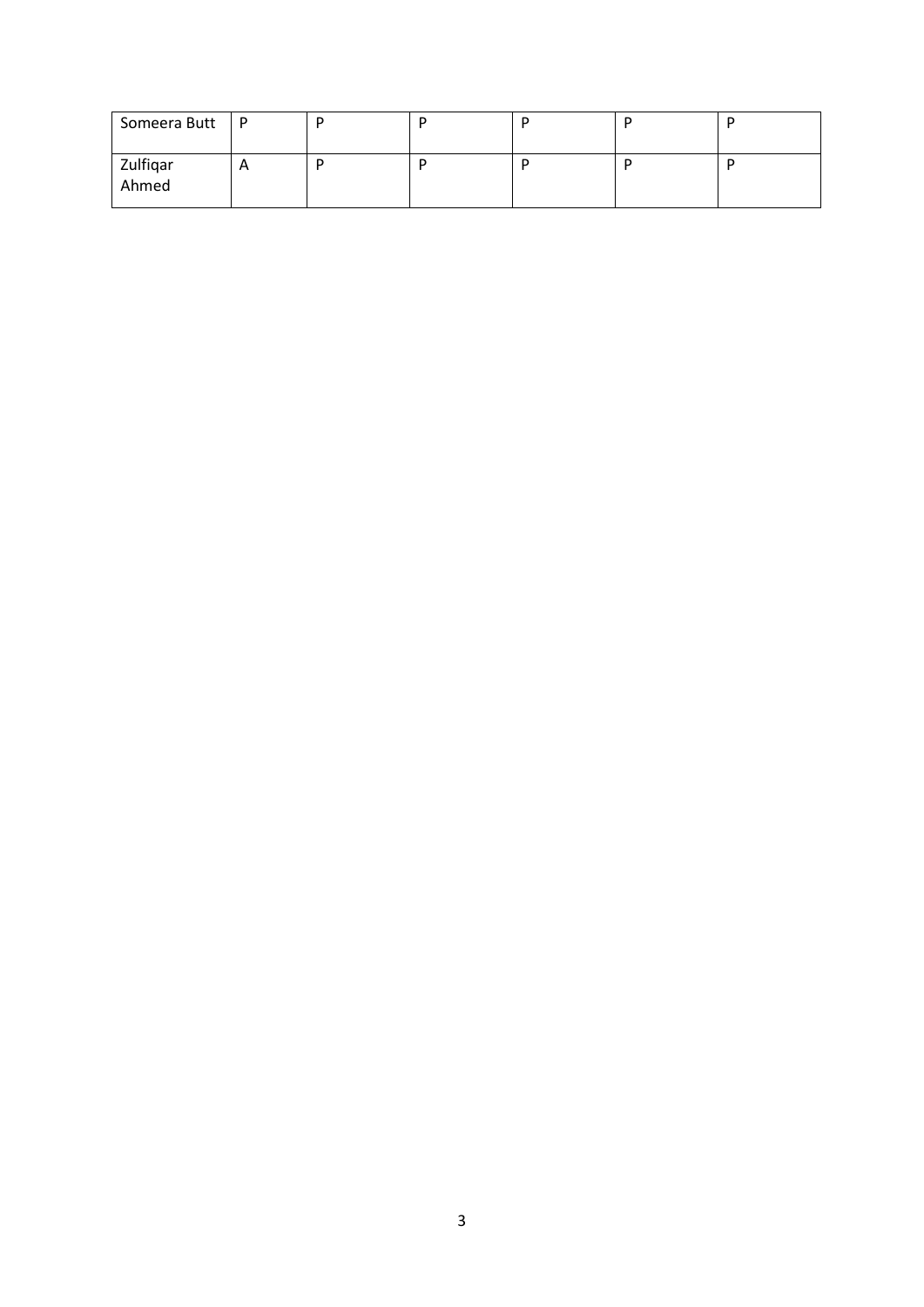| | | | | | | |
|---|---|---|---|---|---|---|
| Someera Butt | P | P | P | P | P | P |
| Zulfiqar Ahmed | A | P | P | P | P | P |